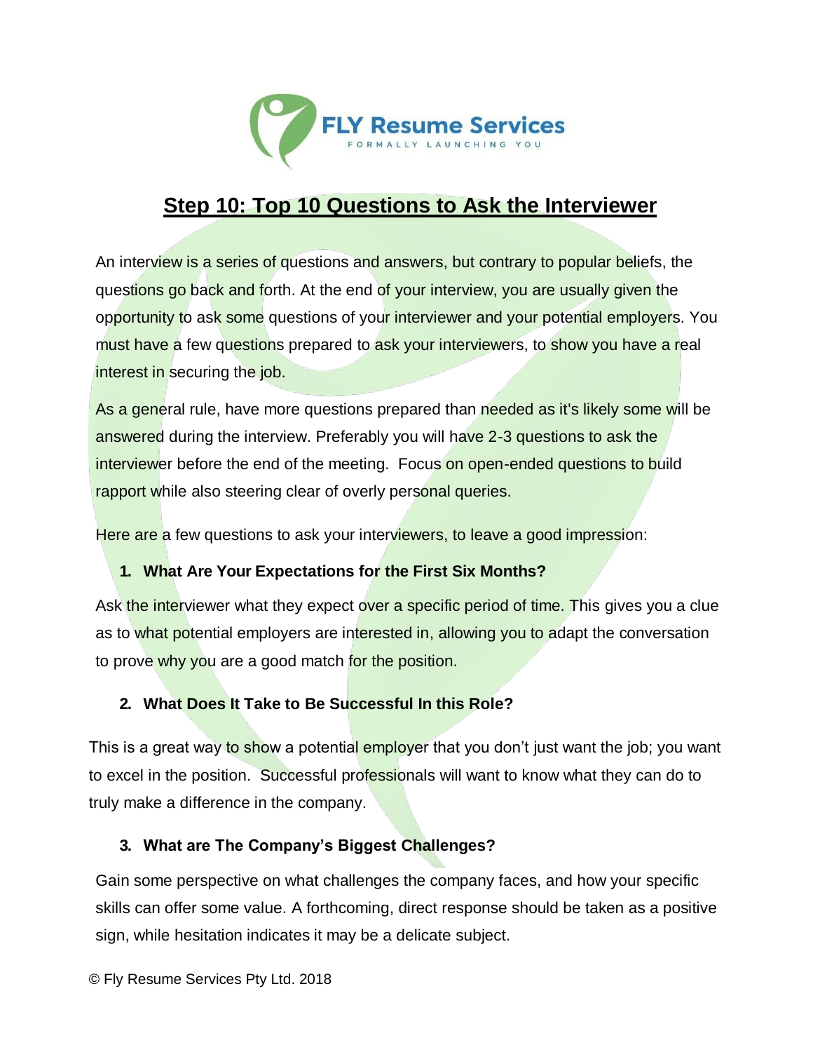FLY Resume Services

FORMALLY LAUNCHING YOU

# Step 10: Top 10 Questions to Ask the Interviewer

An interview is a series of questions and answers, but contrary to popular beliefs, the questions go back and forth. At the end of your interview, you are usually given the opportunity to ask some questions of your interviewer and your potential employers. You must have a few questions prepared to ask your interviewers, to show you have a real interest in securing the job.

As a general rule, have more questions prepared than needed as it's likely some will be answered during the interview. Preferably you will have 2-3 questions to ask the interviewer before the end of the meeting. Focus on open-ended questions to build rapport while also steering clear of overly personal queries.

Here are a few questions to ask your interviewers, to leave a good impression:

1. **What Are Your Expectations for the First Six Months?**

Ask the interviewer what they expect over a specific period of time. This gives you a clue as to what potential employers are interested in, allowing you to adapt the conversation to prove why you are a good match for the position.

2. **What Does It Take to Be Successful In this Role?**

This is a great way to show a potential employer that you don't just want the job; you want to excel in the position. Successful professionals will want to know what they can do to truly make a difference in the company.

3. **What are The Company's Biggest Challenges?**

Gain some perspective on what challenges the company faces, and how your specific skills can offer some value. A forthcoming, direct response should be taken as a positive sign, while hesitation indicates it may be a delicate subject.

© Fly Resume Services Pty Ltd. 2018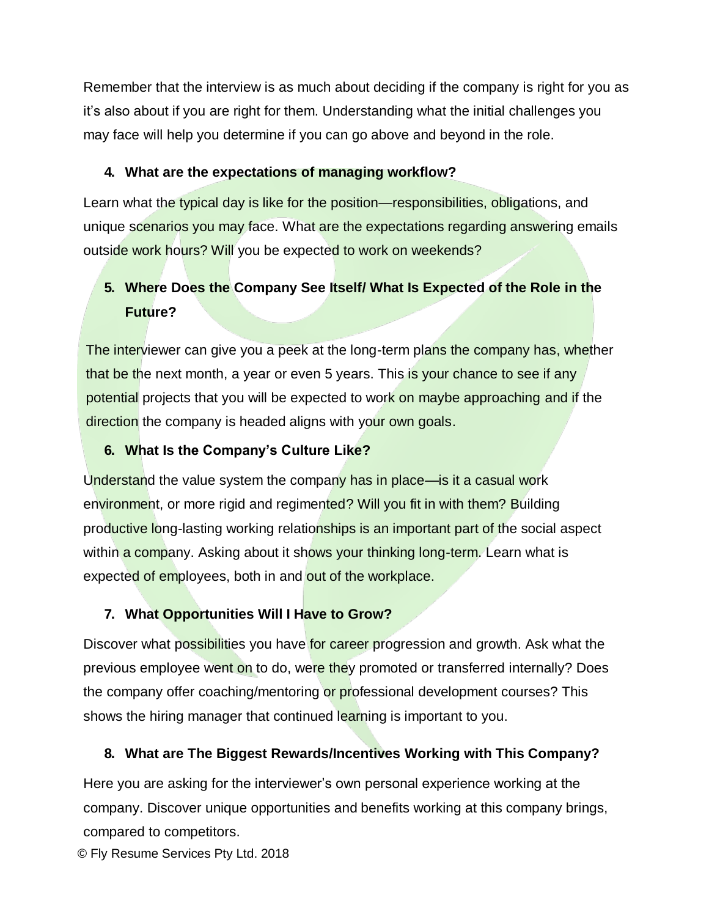Remember that the interview is as much about deciding if the company is right for you as it's also about if you are right for them. Understanding what the initial challenges you may face will help you determine if you can go above and beyond in the role.

4. **What are the expectations of managing workflow?**

Learn what the typical day is like for the position—responsibilities, obligations, and unique scenarios you may face. What are the expectations regarding answering emails outside work hours? Will you be expected to work on weekends?

5. **Where Does the Company See Itself/ What Is Expected of the Role in the Future?**

The interviewer can give you a peek at the long-term plans the company has, whether that be the next month, a year or even 5 years. This is your chance to see if any potential projects that you will be expected to work on maybe approaching and if the direction the company is headed aligns with your own goals.

6. **What Is the Company's Culture Like?**

Understand the value system the company has in place—is it a casual work environment, or more rigid and regimented? Will you fit in with them? Building productive long-lasting working relationships is an important part of the social aspect within a company. Asking about it shows your thinking long-term. Learn what is expected of employees, both in and out of the workplace.

7. **What Opportunities Will I Have to Grow?**

Discover what possibilities you have for career progression and growth. Ask what the previous employee went on to do, were they promoted or transferred internally? Does the company offer coaching/mentoring or professional development courses? This shows the hiring manager that continued learning is important to you.

8. **What are The Biggest Rewards/Incentives Working with This Company?**

Here you are asking for the interviewer's own personal experience working at the company. Discover unique opportunities and benefits working at this company brings, compared to competitors.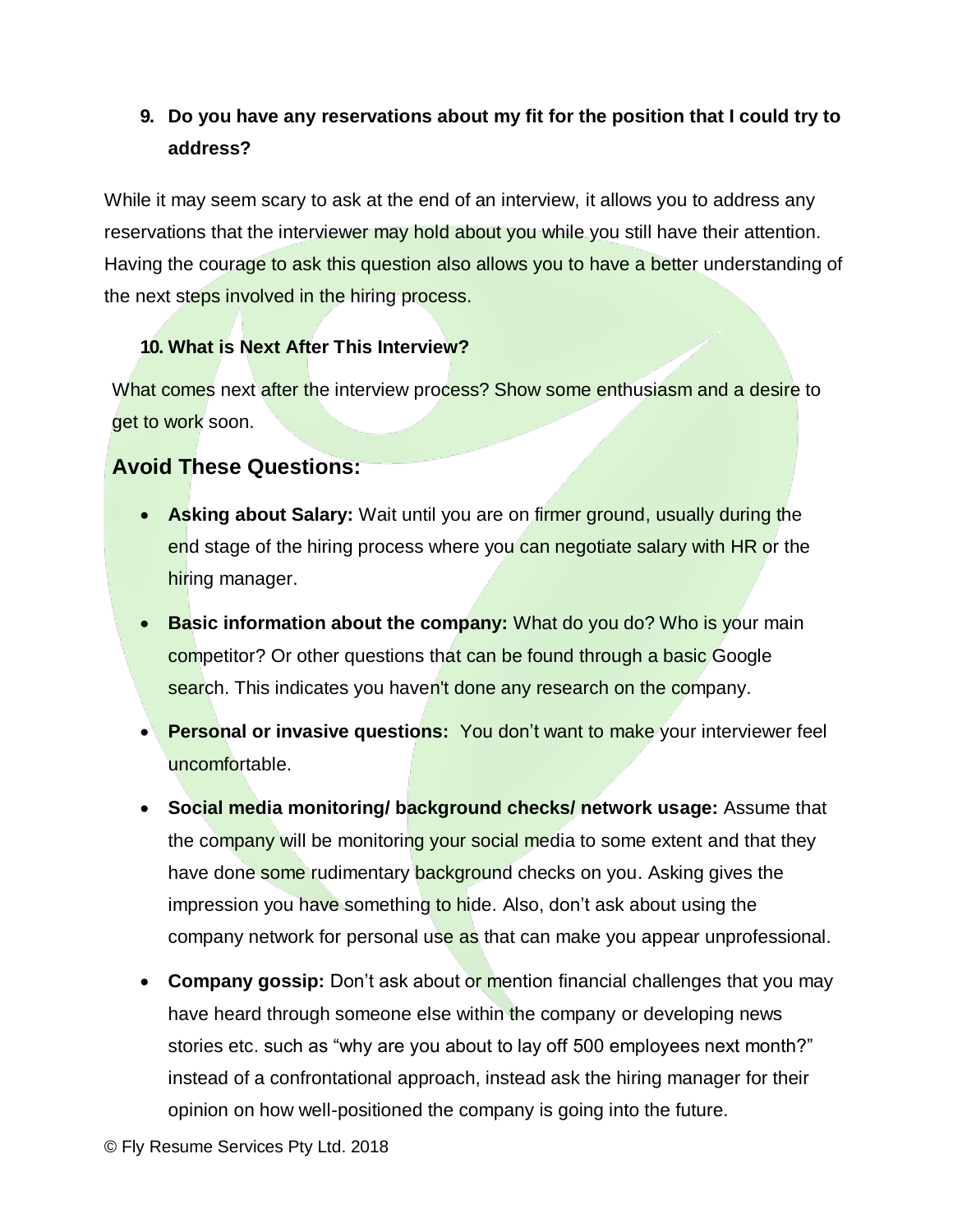**9. Do you have any reservations about my fit for the position that I could try to address?**

While it may seem scary to ask at the end of an interview, it allows you to address any reservations that the interviewer may hold about you while you still have their attention. Having the courage to ask this question also allows you to have a better understanding of the next steps involved in the hiring process.

**10. What is Next After This Interview?**

What comes next after the interview process? Show some enthusiasm and a desire to get to work soon.

## Avoid These Questions:

- **Asking about Salary:** Wait until you are on firmer ground, usually during the end stage of the hiring process where you can negotiate salary with HR or the hiring manager.
- **Basic information about the company:** What do you do? Who is your main competitor? Or other questions that can be found through a basic Google search. This indicates you haven't done any research on the company.
- **Personal or invasive questions:** You don't want to make your interviewer feel uncomfortable.
- **Social media monitoring/ background checks/ network usage:** Assume that the company will be monitoring your social media to some extent and that they have done some rudimentary background checks on you. Asking gives the impression you have something to hide. Also, don't ask about using the company network for personal use as that can make you appear unprofessional.
- **Company gossip:** Don't ask about or mention financial challenges that you may have heard through someone else within the company or developing news stories etc. such as "why are you about to lay off 500 employees next month?" instead of a confrontational approach, instead ask the hiring manager for their opinion on how well-positioned the company is going into the future.

© Fly Resume Services Pty Ltd. 2018